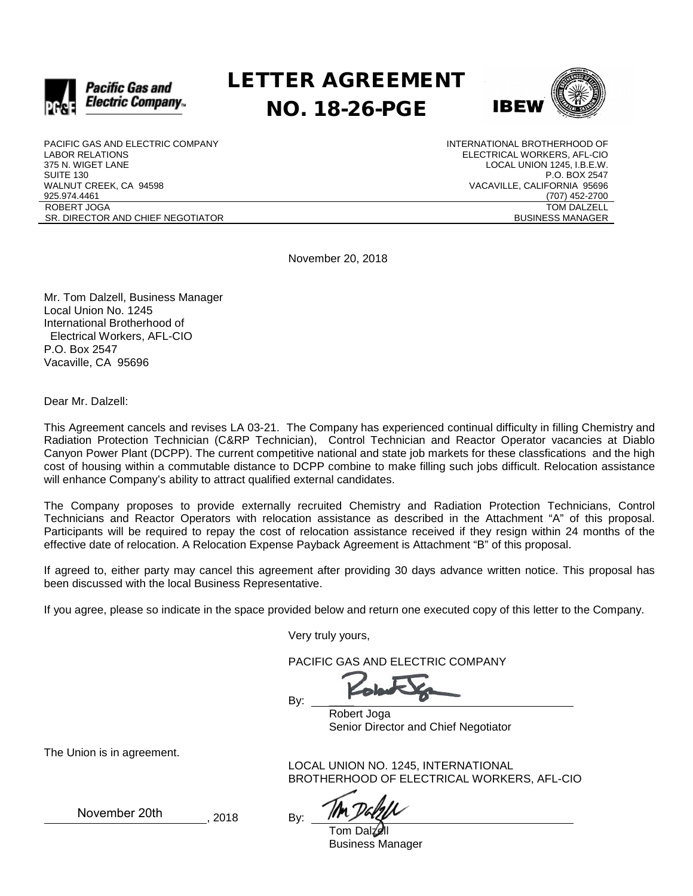# LETTER AGREEMENT NO. 18-26-PGE

PACIFIC GAS AND ELECTRIC COMPANY
LABOR RELATIONS
375 N. WIGET LANE
SUITE 130
WALNUT CREEK, CA 94598
925.974.4461
ROBERT JOGA
SR. DIRECTOR AND CHIEF NEGOTIATOR

INTERNATIONAL BROTHERHOOD OF
ELECTRICAL WORKERS, AFL-CIO
LOCAL UNION 1245, I.B.E.W.
P.O. BOX 2547
VACAVILLE, CALIFORNIA 95696
(707) 452-2700
TOM DALZELL
BUSINESS MANAGER

November 20, 2018

Mr. Tom Dalzell, Business Manager
Local Union No. 1245
International Brotherhood of
Electrical Workers, AFL-CIO
P.O. Box 2547
Vacaville, CA 95696

Dear Mr. Dalzell:

This Agreement cancels and revises LA 03-21. The Company has experienced continual difficulty in filling Chemistry and Radiation Protection Technician (C&RP Technician), Control Technician and Reactor Operator vacancies at Diablo Canyon Power Plant (DCPP). The current competitive national and state job markets for these classfications and the high cost of housing within a commutable distance to DCPP combine to make filling such jobs difficult. Relocation assistance will enhance Company's ability to attract qualified external candidates.

The Company proposes to provide externally recruited Chemistry and Radiation Protection Technicians, Control Technicians and Reactor Operators with relocation assistance as described in the Attachment "A" of this proposal. Participants will be required to repay the cost of relocation assistance received if they resign within 24 months of the effective date of relocation. A Relocation Expense Payback Agreement is Attachment "B" of this proposal.

If agreed to, either party may cancel this agreement after providing 30 days advance written notice. This proposal has been discussed with the local Business Representative.

If you agree, please so indicate in the space provided below and return one executed copy of this letter to the Company.

Very truly yours,

PACIFIC GAS AND ELECTRIC COMPANY

By: ______________________
Robert Joga
Senior Director and Chief Negotiator

The Union is in agreement.

LOCAL UNION NO. 1245, INTERNATIONAL BROTHERHOOD OF ELECTRICAL WORKERS, AFL-CIO

November 20th, 2018

By: ______________________
Tom Dalzell
Business Manager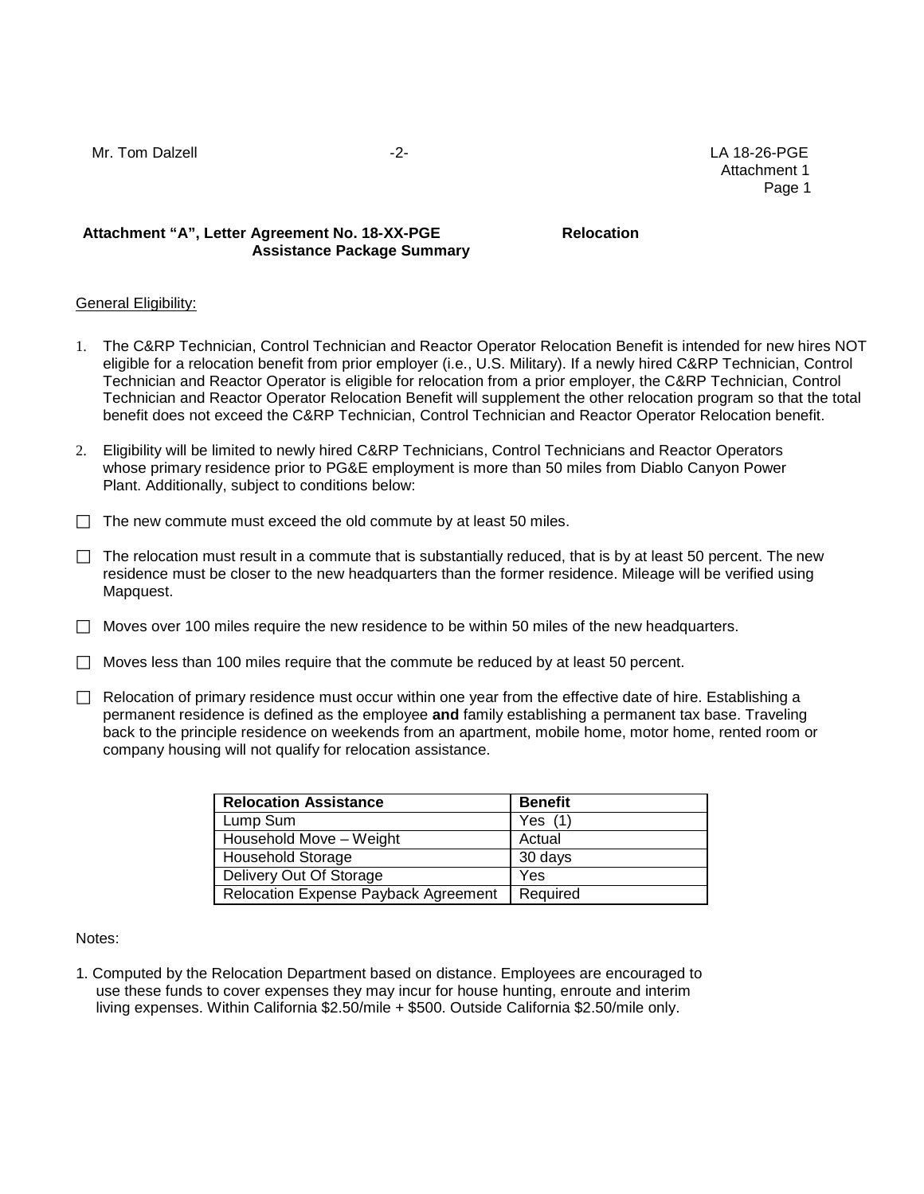**Attachment "A", Letter Agreement No. 18-XX-PGE Relocation Assistance Package Summary**

General Eligibility:

1. The C&RP Technician, Control Technician and Reactor Operator Relocation Benefit is intended for new hires NOT eligible for a relocation benefit from prior employer (i.e., U.S. Military). If a newly hired C&RP Technician, Control Technician and Reactor Operator is eligible for relocation from a prior employer, the C&RP Technician, Control Technician and Reactor Operator Relocation Benefit will supplement the other relocation program so that the total benefit does not exceed the C&RP Technician, Control Technician and Reactor Operator Relocation benefit.

2. Eligibility will be limited to newly hired C&RP Technicians, Control Technicians and Reactor Operators whose primary residence prior to PG&E employment is more than 50 miles from Diablo Canyon Power Plant. Additionally, subject to conditions below:

☐ The new commute must exceed the old commute by at least 50 miles.

☐ The relocation must result in a commute that is substantially reduced, that is by at least 50 percent. The new residence must be closer to the new headquarters than the former residence. Mileage will be verified using Mapquest.

☐ Moves over 100 miles require the new residence to be within 50 miles of the new headquarters.

☐ Moves less than 100 miles require that the commute be reduced by at least 50 percent.

☐ Relocation of primary residence must occur within one year from the effective date of hire. Establishing a permanent residence is defined as the employee **and** family establishing a permanent tax base. Traveling back to the principle residence on weekends from an apartment, mobile home, motor home, rented room or company housing will not qualify for relocation assistance.

| Relocation Assistance | Benefit |
|---|---|
| Lump Sum | Yes (1) |
| Household Move – Weight | Actual |
| Household Storage | 30 days |
| Delivery Out Of Storage | Yes |
| Relocation Expense Payback Agreement | Required |

Notes:

1. Computed by the Relocation Department based on distance. Employees are encouraged to use these funds to cover expenses they may incur for house hunting, enroute and interim living expenses. Within California $2.50/mile + $500. Outside California $2.50/mile only.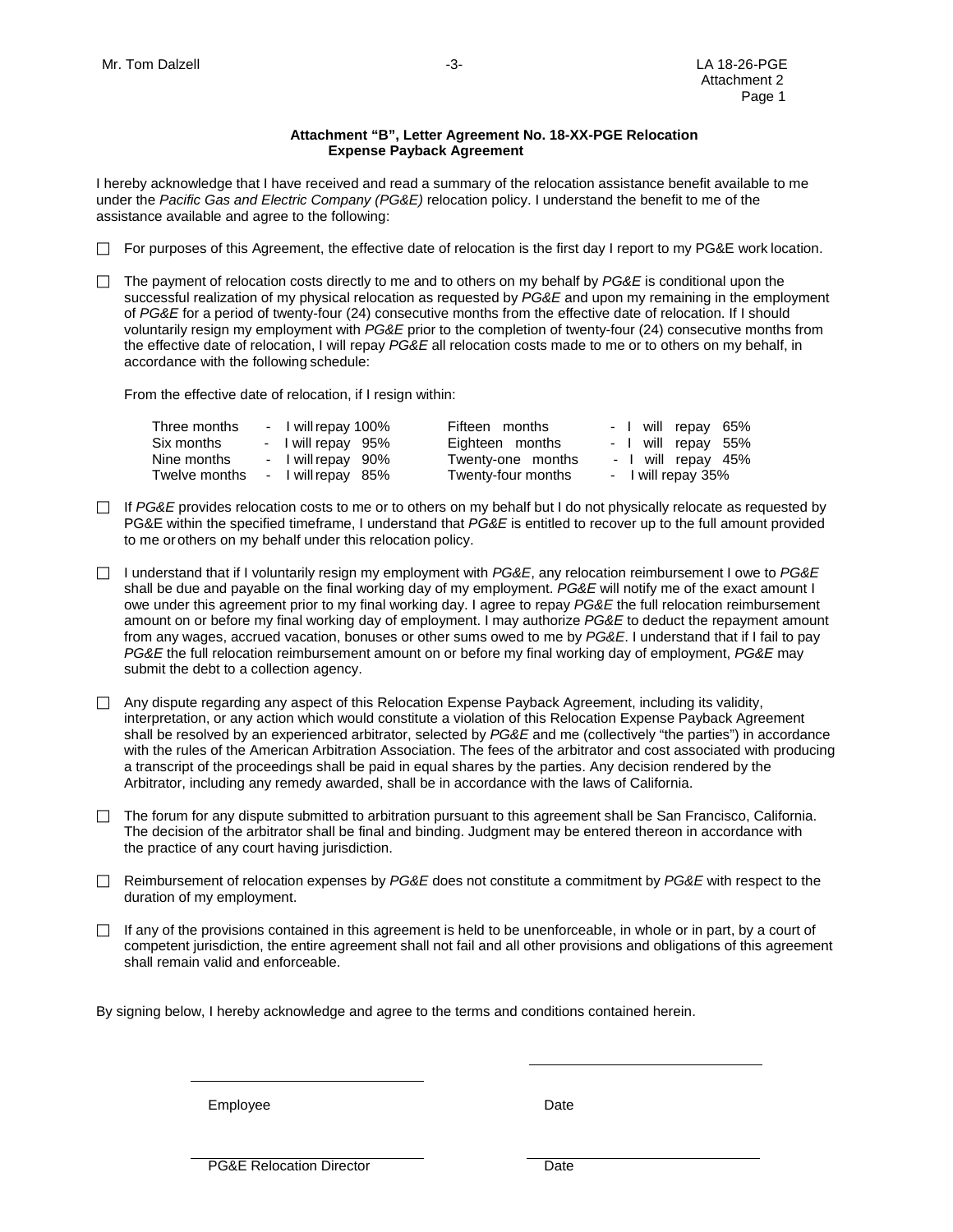**Attachment "B", Letter Agreement No. 18-XX-PGE Relocation Expense Payback Agreement**

I hereby acknowledge that I have received and read a summary of the relocation assistance benefit available to me under the *Pacific Gas and Electric Company (PG&E)* relocation policy. I understand the benefit to me of the assistance available and agree to the following:

☐ For purposes of this Agreement, the effective date of relocation is the first day I report to my PG&E work location.

☐ The payment of relocation costs directly to me and to others on my behalf by *PG&E* is conditional upon the successful realization of my physical relocation as requested by *PG&E* and upon my remaining in the employment of *PG&E* for a period of twenty-four (24) consecutive months from the effective date of relocation. If I should voluntarily resign my employment with *PG&E* prior to the completion of twenty-four (24) consecutive months from the effective date of relocation, I will repay *PG&E* all relocation costs made to me or to others on my behalf, in accordance with the following schedule:

From the effective date of relocation, if I resign within:

| | | | |
|---|---|---|---|
| Three months | - I will repay 100% | Fifteen months | - I will repay 65% |
| Six months | - I will repay 95% | Eighteen months | - I will repay 55% |
| Nine months | - I will repay 90% | Twenty-one months | - I will repay 45% |
| Twelve months | - I will repay 85% | Twenty-four months | - I will repay 35% |

☐ If *PG&E* provides relocation costs to me or to others on my behalf but I do not physically relocate as requested by PG&E within the specified timeframe, I understand that *PG&E* is entitled to recover up to the full amount provided to me or others on my behalf under this relocation policy.

☐ I understand that if I voluntarily resign my employment with *PG&E*, any relocation reimbursement I owe to *PG&E* shall be due and payable on the final working day of my employment. *PG&E* will notify me of the exact amount I owe under this agreement prior to my final working day. I agree to repay *PG&E* the full relocation reimbursement amount on or before my final working day of employment. I may authorize *PG&E* to deduct the repayment amount from any wages, accrued vacation, bonuses or other sums owed to me by *PG&E*. I understand that if I fail to pay *PG&E* the full relocation reimbursement amount on or before my final working day of employment, *PG&E* may submit the debt to a collection agency.

☐ Any dispute regarding any aspect of this Relocation Expense Payback Agreement, including its validity, interpretation, or any action which would constitute a violation of this Relocation Expense Payback Agreement shall be resolved by an experienced arbitrator, selected by *PG&E* and me (collectively "the parties") in accordance with the rules of the American Arbitration Association. The fees of the arbitrator and cost associated with producing a transcript of the proceedings shall be paid in equal shares by the parties. Any decision rendered by the Arbitrator, including any remedy awarded, shall be in accordance with the laws of California.

☐ The forum for any dispute submitted to arbitration pursuant to this agreement shall be San Francisco, California. The decision of the arbitrator shall be final and binding. Judgment may be entered thereon in accordance with the practice of any court having jurisdiction.

☐ Reimbursement of relocation expenses by *PG&E* does not constitute a commitment by *PG&E* with respect to the duration of my employment.

☐ If any of the provisions contained in this agreement is held to be unenforceable, in whole or in part, by a court of competent jurisdiction, the entire agreement shall not fail and all other provisions and obligations of this agreement shall remain valid and enforceable.

By signing below, I hereby acknowledge and agree to the terms and conditions contained herein.

\_\_\_\_\_\_\_\_\_\_\_\_\_\_\_\_\_\_\_\_\_\_\_\_\_\_\_\_ &nbsp;&nbsp;&nbsp;&nbsp; \_\_\_\_\_\_\_\_\_\_\_\_\_\_\_\_\_\_\_\_\_\_\_\_\_\_\_\_

Employee &nbsp;&nbsp;&nbsp;&nbsp; Date

\_\_\_\_\_\_\_\_\_\_\_\_\_\_\_\_\_\_\_\_\_\_\_\_\_\_\_\_ &nbsp;&nbsp;&nbsp;&nbsp; \_\_\_\_\_\_\_\_\_\_\_\_\_\_\_\_\_\_\_\_\_\_\_\_\_\_\_\_

PG&E Relocation Director &nbsp;&nbsp;&nbsp;&nbsp; Date